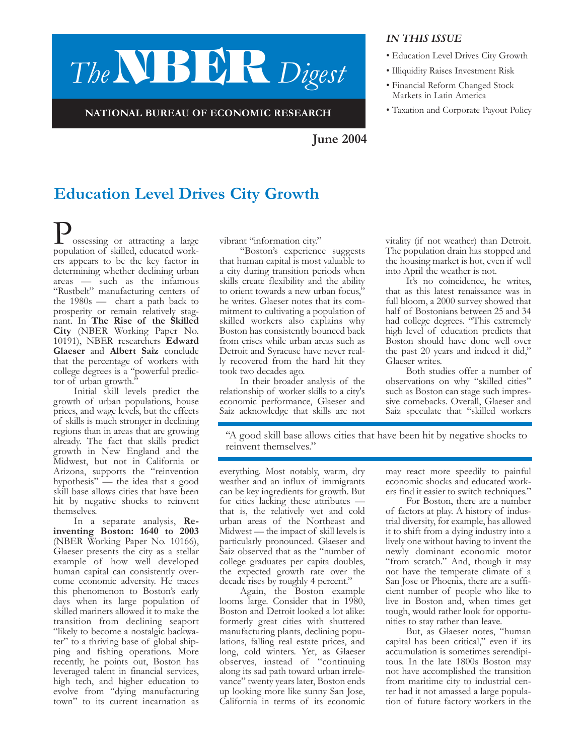# The NBER Digest

**NATIONAL BUREAU OF ECONOMIC RESEARCH**

**June 2004**

*IN THIS ISSUE*

- Education Level Drives City Growth
- Illiquidity Raises Investment Risk
- Financial Reform Changed Stock Markets in Latin America
- Taxation and Corporate Payout Policy

## Education Level Drives City Growth

Possessing or attracting a large population of skilled, educated workers appears to be the key factor in determining whether declining urban areas — such as the infamous "Rustbelt" manufacturing centers of the 1980s — chart a path back to prosperity or remain relatively stagnant. In **The Rise of the Skilled City** (NBER Working Paper No. 10191), NBER researchers **Edward Glaeser** and **Albert Saiz** conclude that the percentage of workers with college degrees is a "powerful predictor of urban growth."

Initial skill levels predict the growth of urban populations, house prices, and wage levels, but the effects of skills is much stronger in declining regions than in areas that are growing already. The fact that skills predict growth in New England and the Midwest, but not in California or Arizona, supports the "reinvention hypothesis" — the idea that a good skill base allows cities that have been hit by negative shocks to reinvent themselves.

In a separate analysis, **Reinventing Boston: 1640 to 2003** (NBER Working Paper No. 10166), Glaeser presents the city as a stellar example of how well developed human capital can consistently overcome economic adversity. He traces this phenomenon to Boston's early days when its large population of skilled mariners allowed it to make the transition from declining seaport "likely to become a nostalgic backwater" to a thriving base of global shipping and fishing operations. More recently, he points out, Boston has leveraged talent in financial services, high tech, and higher education to evolve from "dying manufacturing town" to its current incarnation as vibrant "information city."

"Boston's experience suggests that human capital is most valuable to a city during transition periods when skills create flexibility and the ability to orient towards a new urban focus," he writes. Glaeser notes that its commitment to cultivating a population of skilled workers also explains why Boston has consistently bounced back from crises while urban areas such as Detroit and Syracuse have never really recovered from the hard hit they took two decades ago.

In their broader analysis of the relationship of worker skills to a city's economic performance, Glaeser and Saiz acknowledge that skills are not everything. Most notably, warm, dry weather and an influx of immigrants can be key ingredients for growth. But for cities lacking these attributes — that is, the relatively wet and cold urban areas of the Northeast and Midwest — the impact of skill levels is particularly pronounced. Glaeser and Saiz observed that as the "number of college graduates per capita doubles, the expected growth rate over the decade rises by roughly 4 percent."

Again, the Boston example looms large. Consider that in 1980, Boston and Detroit looked a lot alike: formerly great cities with shuttered manufacturing plants, declining populations, falling real estate prices, and long, cold winters. Yet, as Glaeser observes, instead of "continuing along its sad path toward urban irrelevance" twenty years later, Boston ends up looking more like sunny San Jose, California in terms of its economic vitality (if not weather) than Detroit. The population drain has stopped and the housing market is hot, even if well into April the weather is not.

It's no coincidence, he writes, that as this latest renaissance was in full bloom, a 2000 survey showed that half of Bostonians between 25 and 34 had college degrees. "This extremely high level of education predicts that Boston should have done well over the past 20 years and indeed it did," Glaeser writes.

Both studies offer a number of observations on why "skilled cities" such as Boston can stage such impressive comebacks. Overall, Glaeser and Saiz speculate that "skilled workers may react more speedily to painful economic shocks and educated workers find it easier to switch techniques."

> "A good skill base allows cities that have been hit by negative shocks to reinvent themselves."

For Boston, there are a number of factors at play. A history of industrial diversity, for example, has allowed it to shift from a dying industry into a lively one without having to invent the newly dominant economic motor "from scratch." And, though it may not have the temperate climate of a San Jose or Phoenix, there are a sufficient number of people who like to live in Boston and, when times get tough, would rather look for opportunities to stay rather than leave.

But, as Glaeser notes, "human capital has been critical," even if its accumulation is sometimes serendipitous. In the late 1800s Boston may not have accomplished the transition from maritime city to industrial center had it not amassed a large population of future factory workers in the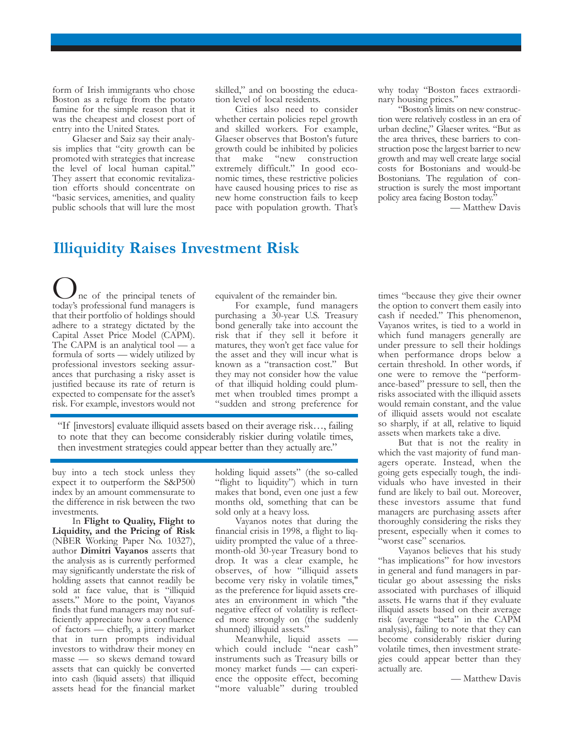form of Irish immigrants who chose Boston as a refuge from the potato famine for the simple reason that it was the cheapest and closest port of entry into the United States.

Glaeser and Saiz say their analysis implies that "city growth can be promoted with strategies that increase the level of local human capital." They assert that economic revitalization efforts should concentrate on "basic services, amenities, and quality public schools that will lure the most skilled," and on boosting the education level of local residents.

Cities also need to consider whether certain policies repel growth and skilled workers. For example, Glaeser observes that Boston's future growth could be inhibited by policies that make "new construction extremely difficult." In good economic times, these restrictive policies have caused housing prices to rise as new home construction fails to keep pace with population growth. That's why today "Boston faces extraordinary housing prices."

"Boston's limits on new construction were relatively costless in an era of urban decline," Glaeser writes. "But as the area thrives, these barriers to construction pose the largest barrier to new growth and may well create large social costs for Bostonians and would-be Bostonians. The regulation of construction is surely the most important policy area facing Boston today."

— Matthew Davis

## Illiquidity Raises Investment Risk

One of the principal tenets of today's professional fund managers is that their portfolio of holdings should adhere to a strategy dictated by the Capital Asset Price Model (CAPM). The CAPM is an analytical tool — a formula of sorts — widely utilized by professional investors seeking assurances that purchasing a risky asset is justified because its rate of return is expected to compensate for the asset's risk. For example, investors would not buy into a tech stock unless they expect it to outperform the S&P500 index by an amount commensurate to the difference in risk between the two investments.

In **Flight to Quality, Flight to Liquidity, and the Pricing of Risk** (NBER Working Paper No. 10327), author **Dimitri Vayanos** asserts that the analysis as is currently performed may significantly understate the risk of holding assets that cannot readily be sold at face value, that is "illiquid assets." More to the point, Vayanos finds that fund managers may not sufficiently appreciate how a confluence of factors — chiefly, a jittery market that in turn prompts individual investors to withdraw their money en masse — so skews demand toward assets that can quickly be converted into cash (liquid assets) that illiquid assets head for the financial market equivalent of the remainder bin.

For example, fund managers purchasing a 30-year U.S. Treasury bond generally take into account the risk that if they sell it before it matures, they won't get face value for the asset and they will incur what is known as a "transaction cost." But they may not consider how the value of that illiquid holding could plummet when troubled times prompt a "sudden and strong preference for holding liquid assets" (the so-called "flight to liquidity") which in turn makes that bond, even one just a few months old, something that can be sold only at a heavy loss.

> "If [investors] evaluate illiquid assets based on their average risk…, failing to note that they can become considerably riskier during volatile times, then investment strategies could appear better than they actually are."

Vayanos notes that during the financial crisis in 1998, a flight to liquidity prompted the value of a three-month-old 30-year Treasury bond to drop. It was a clear example, he observes, of how "illiquid assets become very risky in volatile times," as the preference for liquid assets creates an environment in which "the negative effect of volatility is reflected more strongly on (the suddenly shunned) illiquid assets."

Meanwhile, liquid assets — which could include "near cash" instruments such as Treasury bills or money market funds — can experience the opposite effect, becoming "more valuable" during troubled times "because they give their owner the option to convert them easily into cash if needed." This phenomenon, Vayanos writes, is tied to a world in which fund managers generally are under pressure to sell their holdings when performance drops below a certain threshold. In other words, if one were to remove the "performance-based" pressure to sell, then the risks associated with the illiquid assets would remain constant, and the value of illiquid assets would not escalate so sharply, if at all, relative to liquid assets when markets take a dive.

But that is not the reality in which the vast majority of fund managers operate. Instead, when the going gets especially tough, the individuals who have invested in their fund are likely to bail out. Moreover, these investors assume that fund managers are purchasing assets after thoroughly considering the risks they present, especially when it comes to "worst case" scenarios.

Vayanos believes that his study "has implications" for how investors in general and fund managers in particular go about assessing the risks associated with purchases of illiquid assets. He warns that if they evaluate illiquid assets based on their average risk (average "beta" in the CAPM analysis), failing to note that they can become considerably riskier during volatile times, then investment strategies could appear better than they actually are.

— Matthew Davis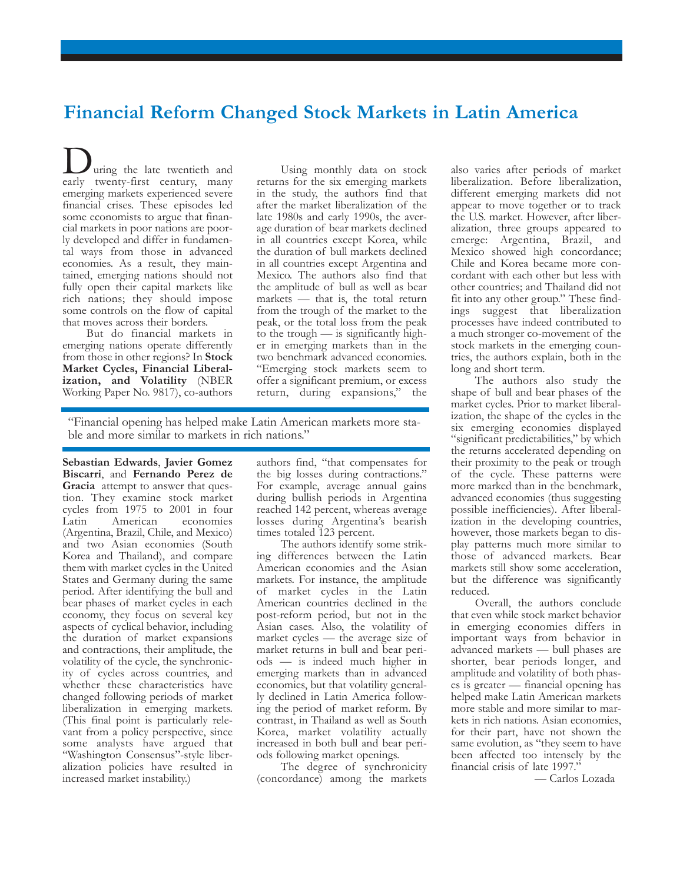# Financial Reform Changed Stock Markets in Latin America

During the late twentieth and early twenty-first century, many emerging markets experienced severe financial crises. These episodes led some economists to argue that financial markets in poor nations are poorly developed and differ in fundamental ways from those in advanced economies. As a result, they maintained, emerging nations should not fully open their capital markets like rich nations; they should impose some controls on the flow of capital that moves across their borders.

But do financial markets in emerging nations operate differently from those in other regions? In **Stock Market Cycles, Financial Liberalization, and Volatility** (NBER Working Paper No. 9817), co-authors **Sebastian Edwards**, **Javier Gomez Biscarri**, and **Fernando Perez de Gracia** attempt to answer that question. They examine stock market cycles from 1975 to 2001 in four Latin American economies (Argentina, Brazil, Chile, and Mexico) and two Asian economies (South Korea and Thailand), and compare them with market cycles in the United States and Germany during the same period. After identifying the bull and bear phases of market cycles in each economy, they focus on several key aspects of cyclical behavior, including the duration of market expansions and contractions, their amplitude, the volatility of the cycle, the synchronicity of cycles across countries, and whether these characteristics have changed following periods of market liberalization in emerging markets. (This final point is particularly relevant from a policy perspective, since some analysts have argued that "Washington Consensus"-style liberalization policies have resulted in increased market instability.)

Using monthly data on stock returns for the six emerging markets in the study, the authors find that after the market liberalization of the late 1980s and early 1990s, the average duration of bear markets declined in all countries except Korea, while the duration of bull markets declined in all countries except Argentina and Mexico. The authors also find that the amplitude of bull as well as bear markets — that is, the total return from the trough of the market to the peak, or the total loss from the peak to the trough — is significantly higher in emerging markets than in the two benchmark advanced economies. "Emerging stock markets seem to offer a significant premium, or excess return, during expansions," the authors find, "that compensates for the big losses during contractions." For example, average annual gains during bullish periods in Argentina reached 142 percent, whereas average losses during Argentina's bearish times totaled 123 percent.

> "Financial opening has helped make Latin American markets more stable and more similar to markets in rich nations."

The authors identify some striking differences between the Latin American economies and the Asian markets. For instance, the amplitude of market cycles in the Latin American countries declined in the post-reform period, but not in the Asian cases. Also, the volatility of market cycles — the average size of market returns in bull and bear periods — is indeed much higher in emerging markets than in advanced economies, but that volatility generally declined in Latin America following the period of market reform. By contrast, in Thailand as well as South Korea, market volatility actually increased in both bull and bear periods following market openings.

The degree of synchronicity (concordance) among the markets also varies after periods of market liberalization. Before liberalization, different emerging markets did not appear to move together or to track the U.S. market. However, after liberalization, three groups appeared to emerge: Argentina, Brazil, and Mexico showed high concordance; Chile and Korea became more concordant with each other but less with other countries; and Thailand did not fit into any other group." These findings suggest that liberalization processes have indeed contributed to a much stronger co-movement of the stock markets in the emerging countries, the authors explain, both in the long and short term.

The authors also study the shape of bull and bear phases of the market cycles. Prior to market liberalization, the shape of the cycles in the six emerging economies displayed "significant predictabilities," by which the returns accelerated depending on their proximity to the peak or trough of the cycle. These patterns were more marked than in the benchmark, advanced economies (thus suggesting possible inefficiencies). After liberalization in the developing countries, however, those markets began to display patterns much more similar to those of advanced markets. Bear markets still show some acceleration, but the difference was significantly reduced.

Overall, the authors conclude that even while stock market behavior in emerging economies differs in important ways from behavior in advanced markets — bull phases are shorter, bear periods longer, and amplitude and volatility of both phases is greater — financial opening has helped make Latin American markets more stable and more similar to markets in rich nations. Asian economies, for their part, have not shown the same evolution, as "they seem to have been affected too intensely by the financial crisis of late 1997."

— Carlos Lozada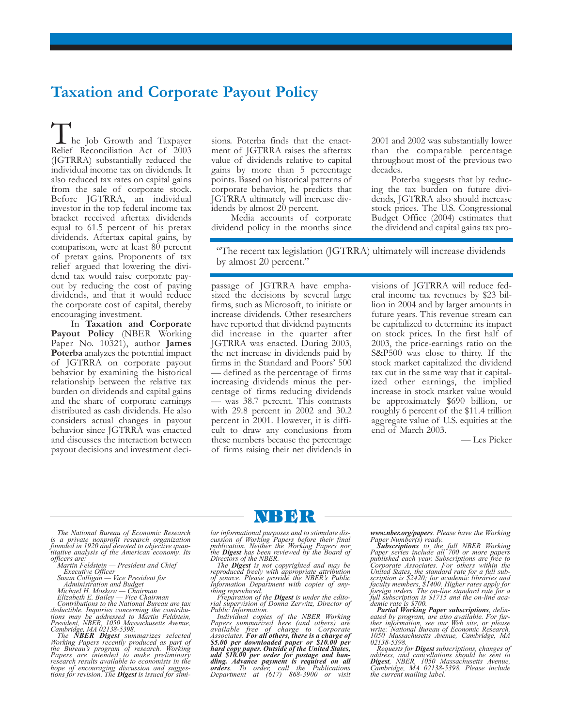# Taxation and Corporate Payout Policy

The Job Growth and Taxpayer Relief Reconciliation Act of 2003 (JGTRRA) substantially reduced the individual income tax on dividends. It also reduced tax rates on capital gains from the sale of corporate stock. Before JGTRRA, an individual investor in the top federal income tax bracket received aftertax dividends equal to 61.5 percent of his pretax dividends. Aftertax capital gains, by comparison, were at least 80 percent of pretax gains. Proponents of tax relief argued that lowering the dividend tax would raise corporate payout by reducing the cost of paying dividends, and that it would reduce the corporate cost of capital, thereby encouraging investment.

In **Taxation and Corporate Payout Policy** (NBER Working Paper No. 10321), author **James Poterba** analyzes the potential impact of JGTRRA on corporate payout behavior by examining the historical relationship between the relative tax burden on dividends and capital gains and the share of corporate earnings distributed as cash dividends. He also considers actual changes in payout behavior since JGTRRA was enacted and discusses the interaction between payout decisions and investment decisions. Poterba finds that the enactment of JGTRRA raises the aftertax value of dividends relative to capital gains by more than 5 percentage points. Based on historical patterns of corporate behavior, he predicts that JGTRRA ultimately will increase dividends by almost 20 percent.

Media accounts of corporate dividend policy in the months since passage of JGTRRA have emphasized the decisions by several large firms, such as Microsoft, to initiate or increase dividends. Other researchers have reported that dividend payments did increase in the quarter after JGTRRA was enacted. During 2003, the net increase in dividends paid by firms in the Standard and Poors' 500 — defined as the percentage of firms increasing dividends minus the percentage of firms reducing dividends — was 38.7 percent. This contrasts with 29.8 percent in 2002 and 30.2 percent in 2001. However, it is difficult to draw any conclusions from these numbers because the percentage of firms raising their net dividends in 2001 and 2002 was substantially lower than the comparable percentage throughout most of the previous two decades.

> "The recent tax legislation (JGTRRA) ultimately will increase dividends by almost 20 percent."

Poterba suggests that by reducing the tax burden on future dividends, JGTRRA also should increase stock prices. The U.S. Congressional Budget Office (2004) estimates that the dividend and capital gains tax provisions of JGTRRA will reduce federal income tax revenues by $23 billion in 2004 and by larger amounts in future years. This revenue stream can be capitalized to determine its impact on stock prices. In the first half of 2003, the price-earnings ratio on the S&P500 was close to thirty. If the stock market capitalized the dividend tax cut in the same way that it capitalized other earnings, the implied increase in stock market value would be approximately $690 billion, or roughly 6 percent of the $11.4 trillion aggregate value of U.S. equities at the end of March 2003.

— Les Picker

---

**NBER**

*The National Bureau of Economic Research is a private nonprofit research organization founded in 1920 and devoted to objective quantitative analysis of the American economy. Its officers are:*

*Martin Feldstein — President and Chief Executive Officer*
*Susan Colligan — Vice President for Administration and Budget*
*Michael H. Moskow — Chairman*
*Elizabeth E. Bailey — Vice Chairman*

*Contributions to the National Bureau are tax deductible. Inquiries concerning the contributions may be addressed to Martin Feldstein, President, NBER, 1050 Massachusetts Avenue, Cambridge, MA 02138-5398.*

*The **NBER Digest** summarizes selected Working Papers recently produced as part of the Bureau's program of research. Working Papers are intended to make preliminary research results available to economists in the hope of encouraging discussion and suggestions for revision. The **Digest** is issued for similar informational purposes and to stimulate discussion of Working Papers before their final publication. Neither the Working Papers nor the **Digest** has been reviewed by the Board of Directors of the NBER.*

*The **Digest** is not copyrighted and may be reproduced freely with appropriate attribution of source. Please provide the NBER's Public Information Department with copies of anything reproduced.*

*Preparation of the **Digest** is under the editorial supervision of Donna Zerwitz, Director of Public Information.*

*Individual copies of the NBER Working Papers summarized here (and others) are available free of charge to Corporate Associates. **For all others, there is a charge of $5.00 per downloaded paper or $10.00 per hard copy paper. Outside of the United States, add $10.00 per order for postage and handling. Advance payment is required on all orders**. To order, call the Publications Department at (617) 868-3900 or visit **www.nber.org/papers**. Please have the Working Paper Number(s) ready.*

***Subscriptions** to the full NBER Working Paper series include all 700 or more papers published each year. Subscriptions are free to Corporate Associates. For others within the United States, the standard rate for a full subscription is $2420; for academic libraries and faculty members, $1400. Higher rates apply for foreign orders. The on-line standard rate for a full subscription is $1715 and the on-line academic rate is $700.*

***Partial Working Paper subscriptions**, delineated by program, are also available. For further information, see our Web site, or please write: National Bureau of Economic Research, 1050 Massachusetts Avenue, Cambridge, MA 02138-5398.*

*Requests for **Digest** subscriptions, changes of address, and cancellations should be sent to **Digest**, NBER, 1050 Massachusetts Avenue, Cambridge, MA 02138-5398. Please include the current mailing label.*